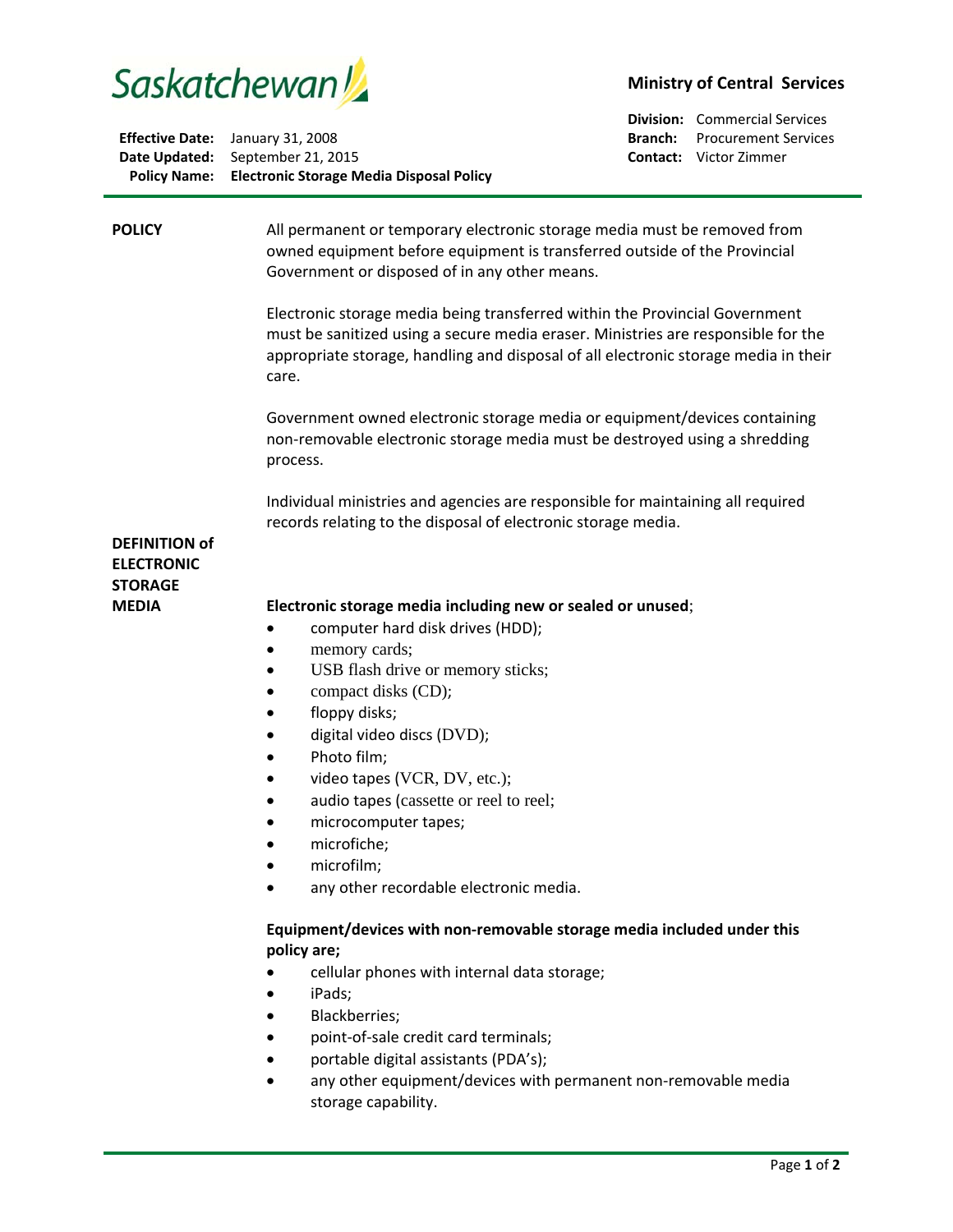Saskatchewan

**Ministry of Central Services**

**Division:** Commercial Services
**Branch:** Procurement Services
**Contact:** Victor Zimmer

**Effective Date:** January 31, 2008
**Date Updated:** September 21, 2015
**Policy Name:** **Electronic Storage Media Disposal Policy**

---

## POLICY

All permanent or temporary electronic storage media must be removed from owned equipment before equipment is transferred outside of the Provincial Government or disposed of in any other means.

Electronic storage media being transferred within the Provincial Government must be sanitized using a secure media eraser. Ministries are responsible for the appropriate storage, handling and disposal of all electronic storage media in their care.

Government owned electronic storage media or equipment/devices containing non-removable electronic storage media must be destroyed using a shredding process.

Individual ministries and agencies are responsible for maintaining all required records relating to the disposal of electronic storage media.

## DEFINITION of ELECTRONIC STORAGE MEDIA

**Electronic storage media including new or sealed or unused**;

- computer hard disk drives (HDD);
- memory cards;
- USB flash drive or memory sticks;
- compact disks (CD);
- floppy disks;
- digital video discs (DVD);
- Photo film;
- video tapes (VCR, DV, etc.);
- audio tapes (cassette or reel to reel;
- microcomputer tapes;
- microfiche;
- microfilm;
- any other recordable electronic media.

**Equipment/devices with non-removable storage media included under this policy are;**

- cellular phones with internal data storage;
- iPads;
- Blackberries;
- point-of-sale credit card terminals;
- portable digital assistants (PDA's);
- any other equipment/devices with permanent non-removable media storage capability.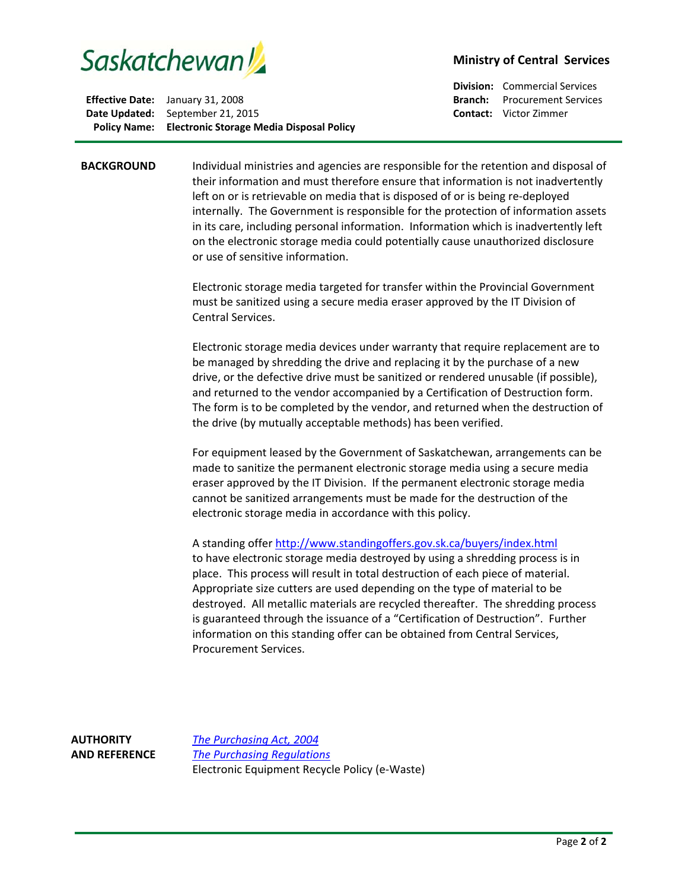**Ministry of Central Services**

**Division:** Commercial Services
**Branch:** Procurement Services
**Contact:** Victor Zimmer

**Effective Date:** January 31, 2008
**Date Updated:** September 21, 2015
**Policy Name:** **Electronic Storage Media Disposal Policy**

## BACKGROUND

Individual ministries and agencies are responsible for the retention and disposal of their information and must therefore ensure that information is not inadvertently left on or is retrievable on media that is disposed of or is being re-deployed internally. The Government is responsible for the protection of information assets in its care, including personal information. Information which is inadvertently left on the electronic storage media could potentially cause unauthorized disclosure or use of sensitive information.

Electronic storage media targeted for transfer within the Provincial Government must be sanitized using a secure media eraser approved by the IT Division of Central Services.

Electronic storage media devices under warranty that require replacement are to be managed by shredding the drive and replacing it by the purchase of a new drive, or the defective drive must be sanitized or rendered unusable (if possible), and returned to the vendor accompanied by a Certification of Destruction form. The form is to be completed by the vendor, and returned when the destruction of the drive (by mutually acceptable methods) has been verified.

For equipment leased by the Government of Saskatchewan, arrangements can be made to sanitize the permanent electronic storage media using a secure media eraser approved by the IT Division. If the permanent electronic storage media cannot be sanitized arrangements must be made for the destruction of the electronic storage media in accordance with this policy.

A standing offer [http://www.standingoffers.gov.sk.ca/buyers/index.html](http://www.standingoffers.gov.sk.ca/buyers/index.html) to have electronic storage media destroyed by using a shredding process is in place. This process will result in total destruction of each piece of material. Appropriate size cutters are used depending on the type of material to be destroyed. All metallic materials are recycled thereafter. The shredding process is guaranteed through the issuance of a "Certification of Destruction". Further information on this standing offer can be obtained from Central Services, Procurement Services.

## AUTHORITY AND REFERENCE

*The Purchasing Act, 2004*
*The Purchasing Regulations*
Electronic Equipment Recycle Policy (e-Waste)